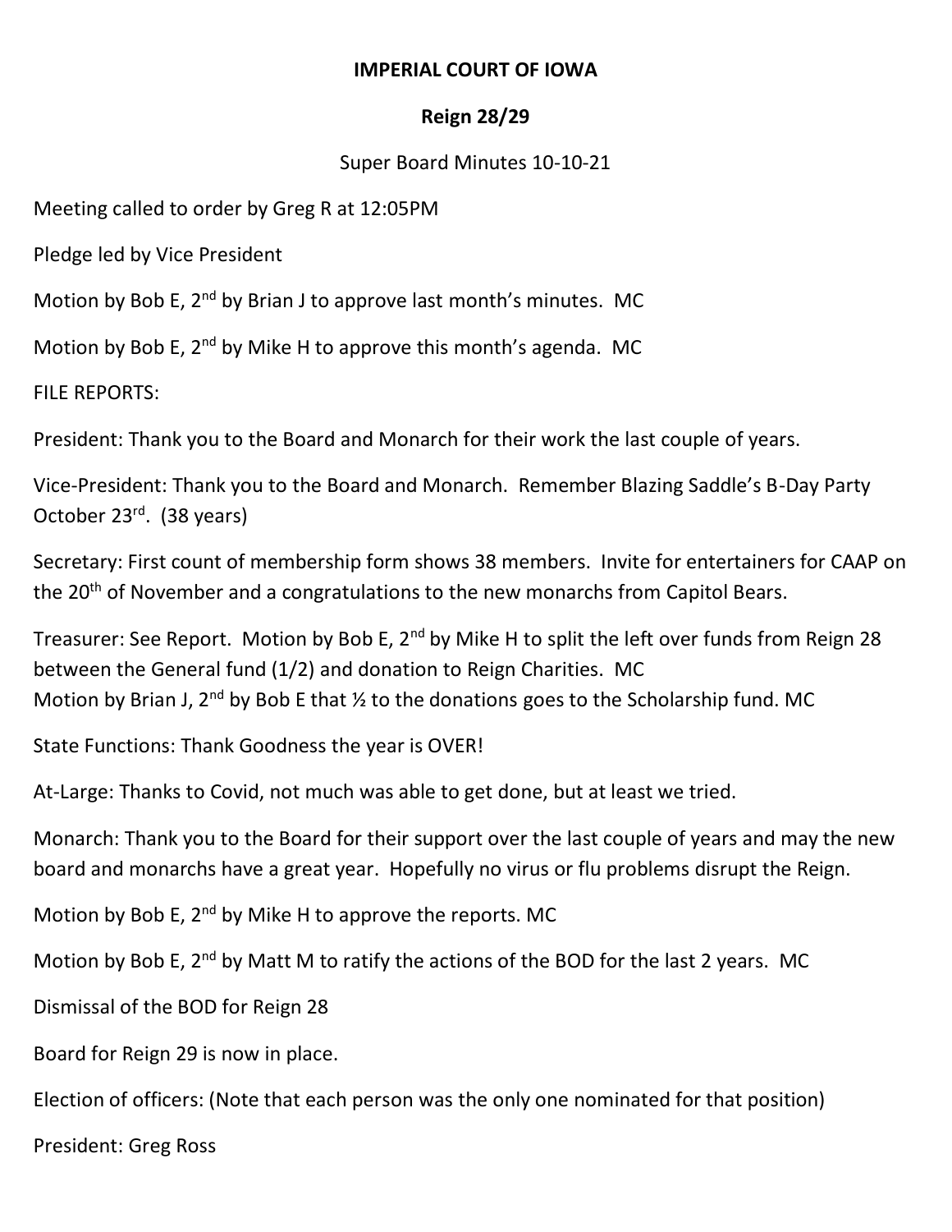**IMPERIAL COURT OF IOWA**

**Reign 28/29**

Super Board Minutes 10-10-21

Meeting called to order by Greg R at 12:05PM

Pledge led by Vice President

Motion by Bob E, 2nd by Brian J to approve last month's minutes. MC

Motion by Bob E, 2nd by Mike H to approve this month's agenda. MC

FILE REPORTS:

President: Thank you to the Board and Monarch for their work the last couple of years.

Vice-President: Thank you to the Board and Monarch. Remember Blazing Saddle's B-Day Party October 23rd. (38 years)

Secretary: First count of membership form shows 38 members. Invite for entertainers for CAAP on the 20th of November and a congratulations to the new monarchs from Capitol Bears.

Treasurer: See Report. Motion by Bob E, 2nd by Mike H to split the left over funds from Reign 28 between the General fund (1/2) and donation to Reign Charities. MC
Motion by Brian J, 2nd by Bob E that ½ to the donations goes to the Scholarship fund. MC

State Functions: Thank Goodness the year is OVER!

At-Large: Thanks to Covid, not much was able to get done, but at least we tried.

Monarch: Thank you to the Board for their support over the last couple of years and may the new board and monarchs have a great year. Hopefully no virus or flu problems disrupt the Reign.

Motion by Bob E, 2nd by Mike H to approve the reports. MC

Motion by Bob E, 2nd by Matt M to ratify the actions of the BOD for the last 2 years. MC

Dismissal of the BOD for Reign 28

Board for Reign 29 is now in place.

Election of officers: (Note that each person was the only one nominated for that position)

President: Greg Ross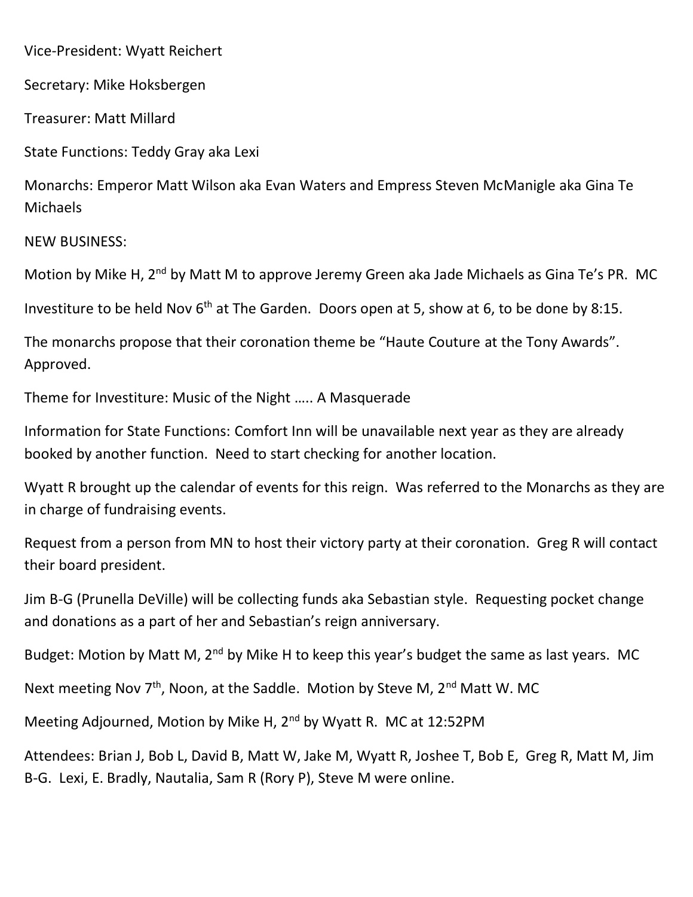Vice-President: Wyatt Reichert

Secretary: Mike Hoksbergen

Treasurer: Matt Millard

State Functions: Teddy Gray aka Lexi

Monarchs: Emperor Matt Wilson aka Evan Waters and Empress Steven McManigle aka Gina Te Michaels

NEW BUSINESS:

Motion by Mike H, 2nd by Matt M to approve Jeremy Green aka Jade Michaels as Gina Te's PR. MC

Investiture to be held Nov 6th at The Garden. Doors open at 5, show at 6, to be done by 8:15.

The monarchs propose that their coronation theme be "Haute Couture at the Tony Awards". Approved.

Theme for Investiture: Music of the Night ….. A Masquerade

Information for State Functions: Comfort Inn will be unavailable next year as they are already booked by another function. Need to start checking for another location.

Wyatt R brought up the calendar of events for this reign. Was referred to the Monarchs as they are in charge of fundraising events.

Request from a person from MN to host their victory party at their coronation. Greg R will contact their board president.

Jim B-G (Prunella DeVille) will be collecting funds aka Sebastian style. Requesting pocket change and donations as a part of her and Sebastian's reign anniversary.

Budget: Motion by Matt M, 2nd by Mike H to keep this year's budget the same as last years. MC

Next meeting Nov 7th, Noon, at the Saddle. Motion by Steve M, 2nd Matt W. MC

Meeting Adjourned, Motion by Mike H, 2nd by Wyatt R. MC at 12:52PM

Attendees: Brian J, Bob L, David B, Matt W, Jake M, Wyatt R, Joshee T, Bob E, Greg R, Matt M, Jim B-G. Lexi, E. Bradly, Nautalia, Sam R (Rory P), Steve M were online.